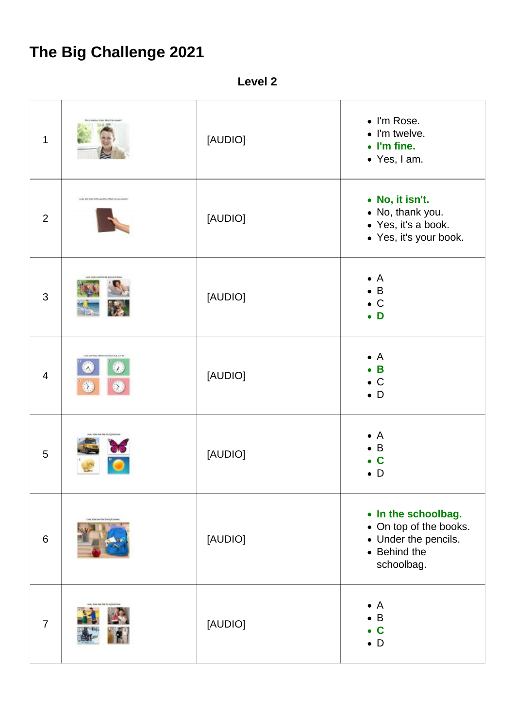# The Big Challenge 2021

**Level 2**

| | | | |
|---|---|---|---|
| 1 | | [AUDIO] | • I'm Rose.<br>• I'm twelve.<br>• **I'm fine.**<br>• Yes, I am. |
| 2 | | [AUDIO] | • **No, it isn't.**<br>• No, thank you.<br>• Yes, it's a book.<br>• Yes, it's your book. |
| 3 | | [AUDIO] | • A<br>• B<br>• C<br>• **D** |
| 4 | | [AUDIO] | • A<br>• **B**<br>• C<br>• D |
| 5 | | [AUDIO] | • A<br>• B<br>• **C**<br>• D |
| 6 | | [AUDIO] | • **In the schoolbag.**<br>• On top of the books.<br>• Under the pencils.<br>• Behind the schoolbag. |
| 7 | | [AUDIO] | • A<br>• B<br>• **C**<br>• D |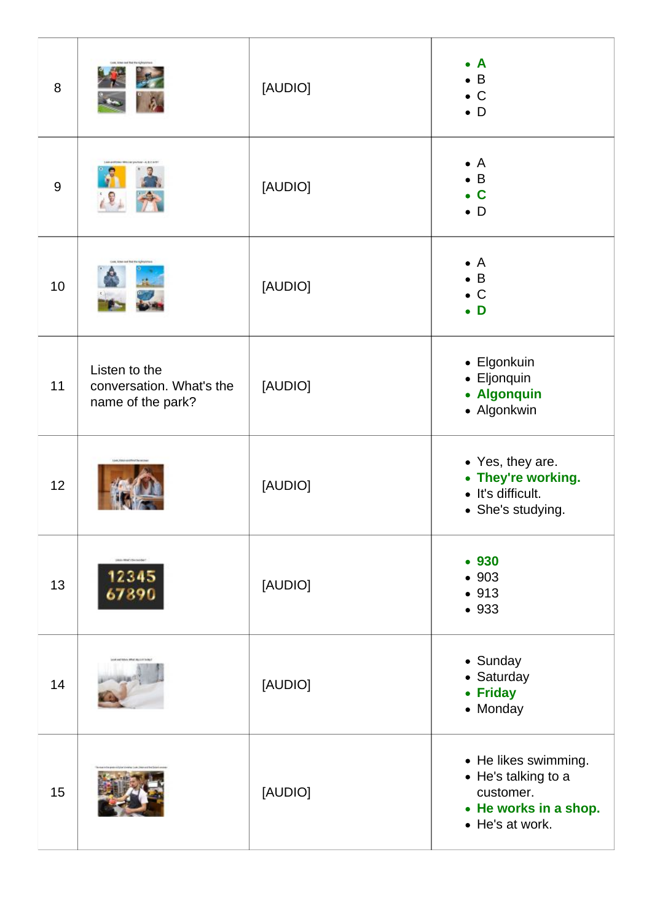| 8 | | [AUDIO] | • **A**<br>• B<br>• C<br>• D |
|---|---|---|---|
| 9 | | [AUDIO] | • A<br>• B<br>• **C**<br>• D |
| 10 | | [AUDIO] | • A<br>• B<br>• C<br>• **D** |
| 11 | Listen to the conversation. What's the name of the park? | [AUDIO] | • Elgonkuin<br>• Eljonquin<br>• **Algonquin**<br>• Algonkwin |
| 12 | | [AUDIO] | • Yes, they are.<br>• **They're working.**<br>• It's difficult.<br>• She's studying. |
| 13 | | [AUDIO] | • **930**<br>• 903<br>• 913<br>• 933 |
| 14 | | [AUDIO] | • Sunday<br>• Saturday<br>• **Friday**<br>• Monday |
| 15 | | [AUDIO] | • He likes swimming.<br>• He's talking to a customer.<br>• **He works in a shop.**<br>• He's at work. |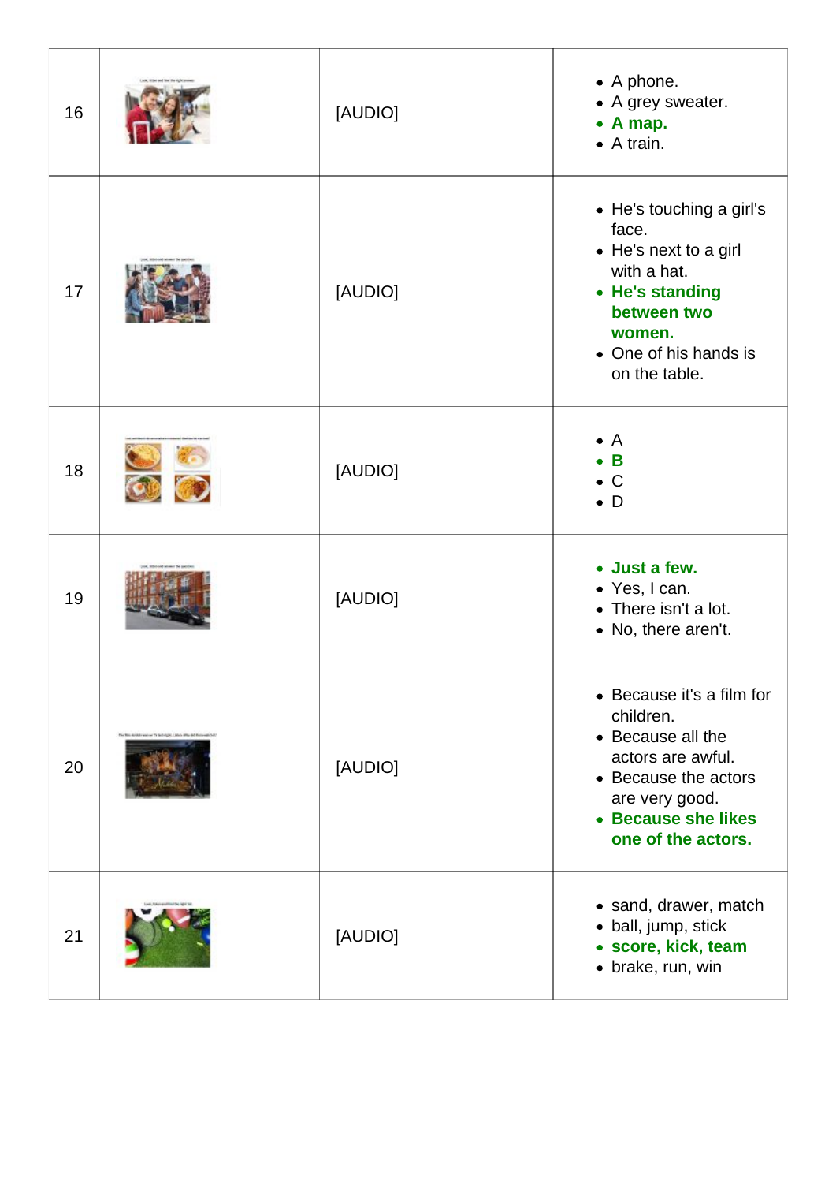| | | | |
|---|---|---|---|
| 16 | | [AUDIO] | • A phone.<br>• A grey sweater.<br>• **A map.**<br>• A train. |
| 17 | | [AUDIO] | • He's touching a girl's face.<br>• He's next to a girl with a hat.<br>• **He's standing between two women.**<br>• One of his hands is on the table. |
| 18 | | [AUDIO] | • A<br>• **B**<br>• C<br>• D |
| 19 | | [AUDIO] | • **Just a few.**<br>• Yes, I can.<br>• There isn't a lot.<br>• No, there aren't. |
| 20 | | [AUDIO] | • Because it's a film for children.<br>• Because all the actors are awful.<br>• Because the actors are very good.<br>• **Because she likes one of the actors.** |
| 21 | | [AUDIO] | • sand, drawer, match<br>• ball, jump, stick<br>• **score, kick, team**<br>• brake, run, win |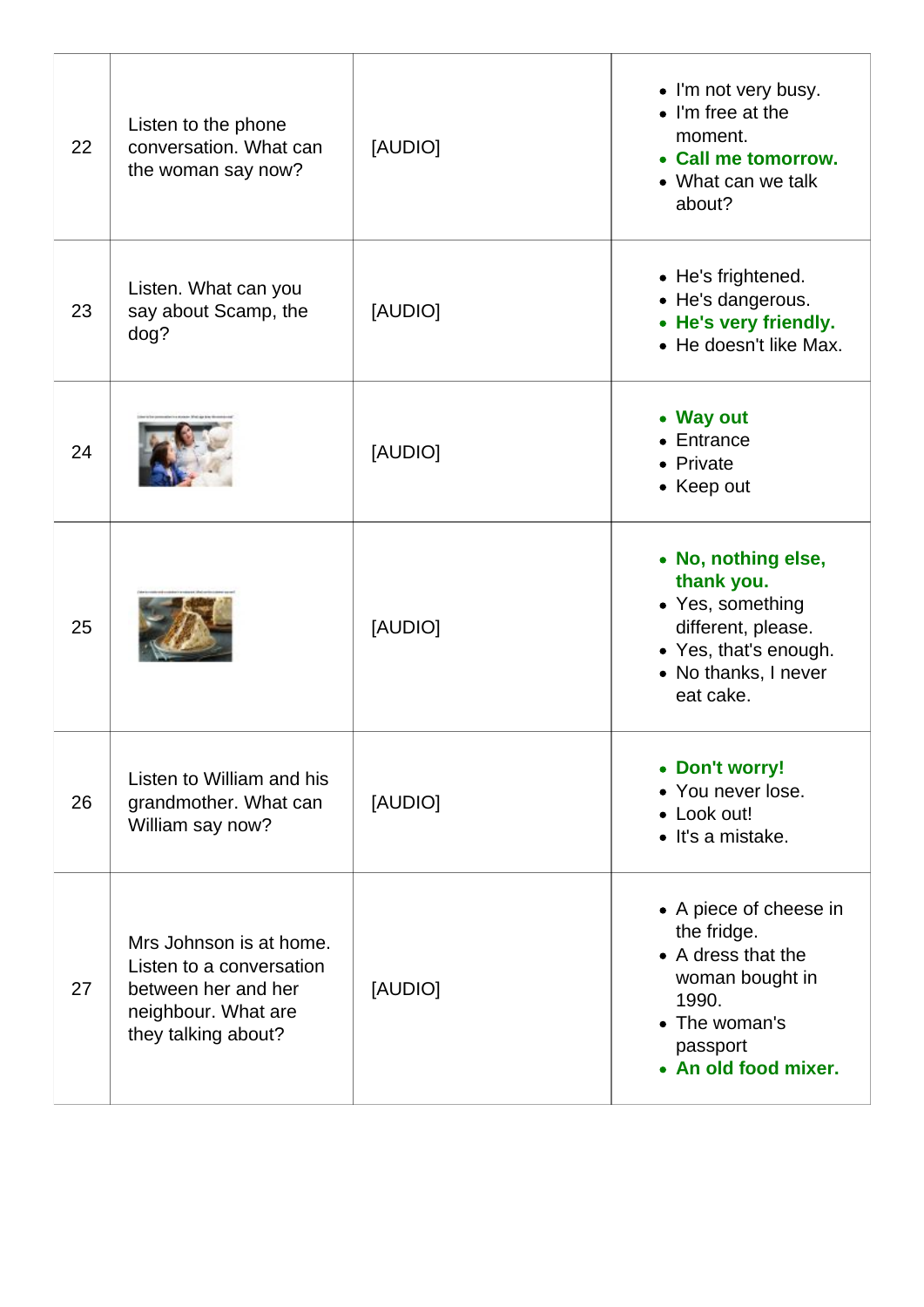| | | | |
|---|---|---|---|
| 22 | Listen to the phone conversation. What can the woman say now? | [AUDIO] | • I'm not very busy.<br>• I'm free at the moment.<br>• **Call me tomorrow.**<br>• What can we talk about? |
| 23 | Listen. What can you say about Scamp, the dog? | [AUDIO] | • He's frightened.<br>• He's dangerous.<br>• **He's very friendly.**<br>• He doesn't like Max. |
| 24 | | [AUDIO] | • **Way out**<br>• Entrance<br>• Private<br>• Keep out |
| 25 | | [AUDIO] | • **No, nothing else, thank you.**<br>• Yes, something different, please.<br>• Yes, that's enough.<br>• No thanks, I never eat cake. |
| 26 | Listen to William and his grandmother. What can William say now? | [AUDIO] | • **Don't worry!**<br>• You never lose.<br>• Look out!<br>• It's a mistake. |
| 27 | Mrs Johnson is at home. Listen to a conversation between her and her neighbour. What are they talking about? | [AUDIO] | • A piece of cheese in the fridge.<br>• A dress that the woman bought in 1990.<br>• The woman's passport<br>• **An old food mixer.** |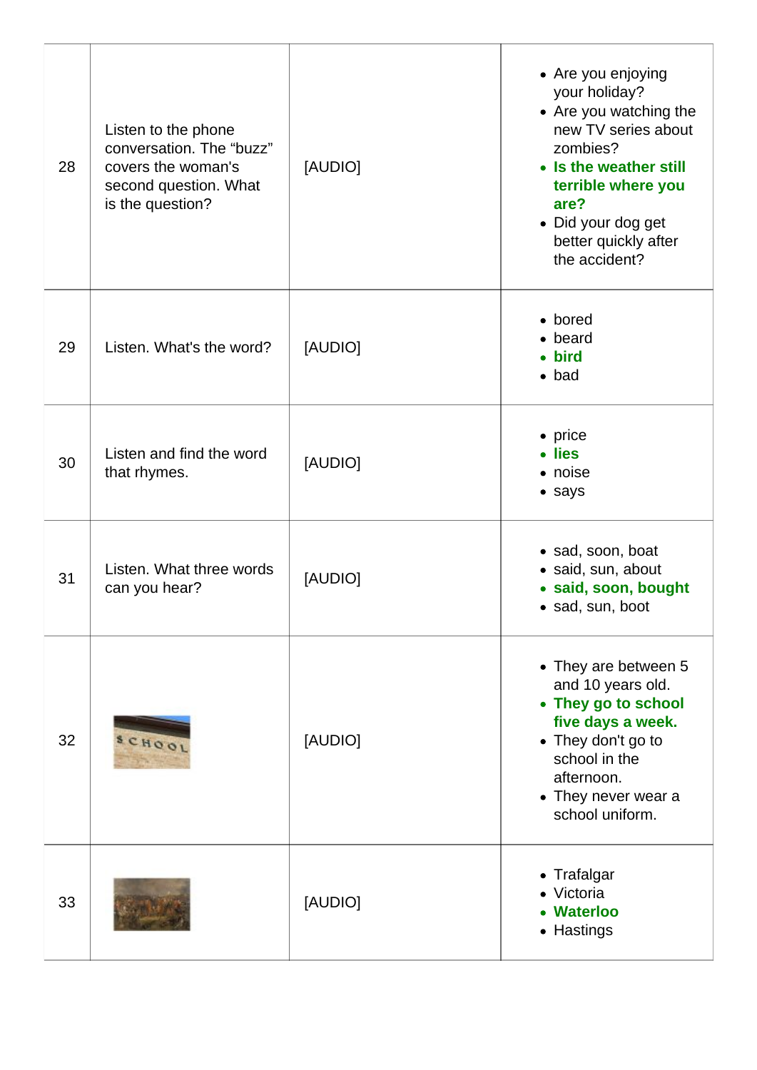| | | | |
|---|---|---|---|
| 28 | Listen to the phone conversation. The "buzz" covers the woman's second question. What is the question? | [AUDIO] | • Are you enjoying your holiday?<br>• Are you watching the new TV series about zombies?<br>• **Is the weather still terrible where you are?**<br>• Did your dog get better quickly after the accident? |
| 29 | Listen. What's the word? | [AUDIO] | • bored<br>• beard<br>• **bird**<br>• bad |
| 30 | Listen and find the word that rhymes. | [AUDIO] | • price<br>• **lies**<br>• noise<br>• says |
| 31 | Listen. What three words can you hear? | [AUDIO] | • sad, soon, boat<br>• said, sun, about<br>• **said, soon, bought**<br>• sad, sun, boot |
| 32 | | [AUDIO] | • They are between 5 and 10 years old.<br>• **They go to school five days a week.**<br>• They don't go to school in the afternoon.<br>• They never wear a school uniform. |
| 33 | | [AUDIO] | • Trafalgar<br>• Victoria<br>• **Waterloo**<br>• Hastings |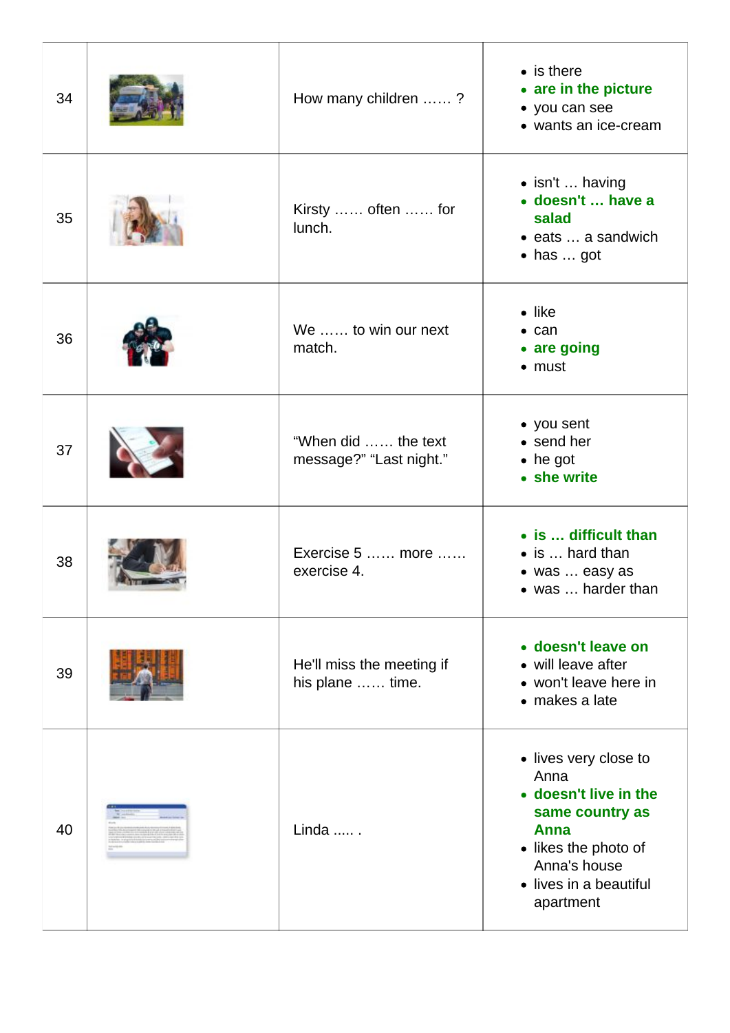| | | | |
|---|---|---|---|
| 34 | | How many children …… ? | • is there<br>• **are in the picture**<br>• you can see<br>• wants an ice-cream |
| 35 | | Kirsty …… often …… for lunch. | • isn't … having<br>• **doesn't … have a salad**<br>• eats … a sandwich<br>• has … got |
| 36 | | We …… to win our next match. | • like<br>• can<br>• **are going**<br>• must |
| 37 | | "When did …… the text message?" "Last night." | • you sent<br>• send her<br>• he got<br>• **she write** |
| 38 | | Exercise 5 …… more …… exercise 4. | • **is … difficult than**<br>• is … hard than<br>• was … easy as<br>• was … harder than |
| 39 | | He'll miss the meeting if his plane …… time. | • **doesn't leave on**<br>• will leave after<br>• won't leave here in<br>• makes a late |
| 40 | | Linda ..... . | • lives very close to Anna<br>• **doesn't live in the same country as Anna**<br>• likes the photo of Anna's house<br>• lives in a beautiful apartment |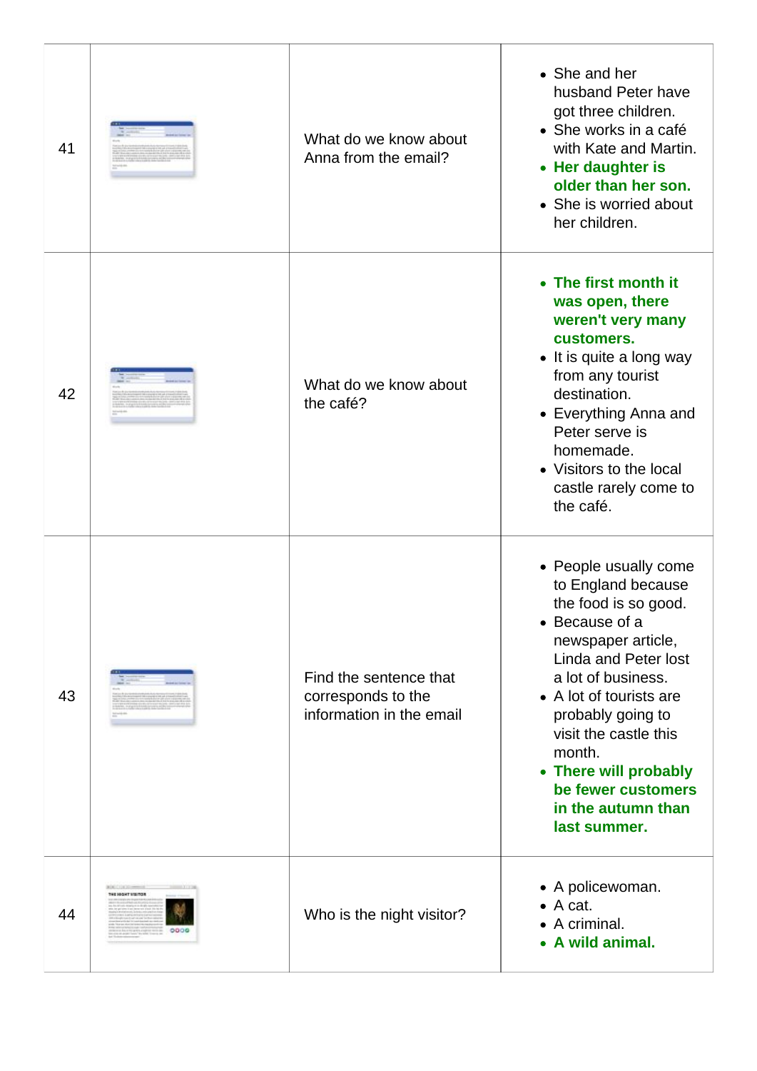| | | | |
|---|---|---|---|
| 41 | | What do we know about Anna from the email? | • She and her husband Peter have got three children.<br>• She works in a café with Kate and Martin.<br>• **Her daughter is older than her son.**<br>• She is worried about her children. |
| 42 | | What do we know about the café? | • **The first month it was open, there weren't very many customers.**<br>• It is quite a long way from any tourist destination.<br>• Everything Anna and Peter serve is homemade.<br>• Visitors to the local castle rarely come to the café. |
| 43 | | Find the sentence that corresponds to the information in the email | • People usually come to England because the food is so good.<br>• Because of a newspaper article, Linda and Peter lost a lot of business.<br>• A lot of tourists are probably going to visit the castle this month.<br>• **There will probably be fewer customers in the autumn than last summer.** |
| 44 | | Who is the night visitor? | • A policewoman.<br>• A cat.<br>• A criminal.<br>• **A wild animal.** |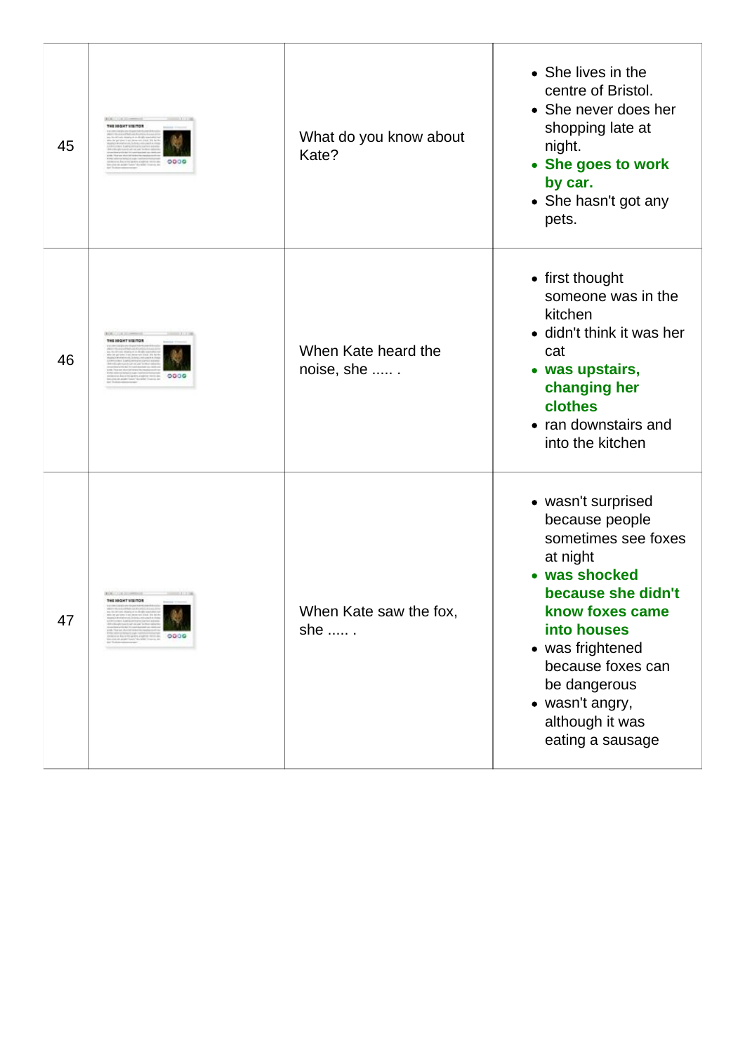| | | | |
|---|---|---|---|
| 45 | | What do you know about Kate? | • She lives in the centre of Bristol.<br>• She never does her shopping late at night.<br>• **She goes to work by car.**<br>• She hasn't got any pets. |
| 46 | | When Kate heard the noise, she ..... . | • first thought someone was in the kitchen<br>• didn't think it was her cat<br>• **was upstairs, changing her clothes**<br>• ran downstairs and into the kitchen |
| 47 | | When Kate saw the fox, she ..... . | • wasn't surprised because people sometimes see foxes at night<br>• **was shocked because she didn't know foxes came into houses**<br>• was frightened because foxes can be dangerous<br>• wasn't angry, although it was eating a sausage |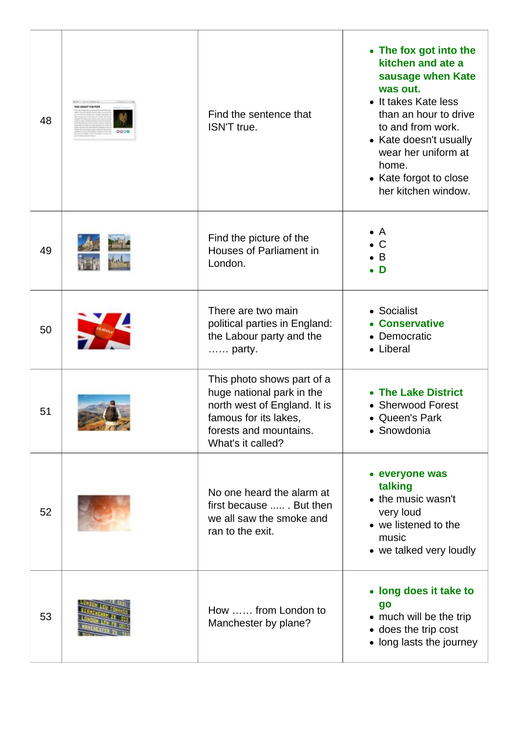| | | | |
|---|---|---|---|
| 48 | | Find the sentence that ISN'T true. | • **The fox got into the kitchen and ate a sausage when Kate was out.**<br>• It takes Kate less than an hour to drive to and from work.<br>• Kate doesn't usually wear her uniform at home.<br>• Kate forgot to close her kitchen window. |
| 49 | | Find the picture of the Houses of Parliament in London. | • A<br>• C<br>• B<br>• **D** |
| 50 | | There are two main political parties in England: the Labour party and the …… party. | • Socialist<br>• **Conservative**<br>• Democratic<br>• Liberal |
| 51 | | This photo shows part of a huge national park in the north west of England. It is famous for its lakes, forests and mountains. What's it called? | • **The Lake District**<br>• Sherwood Forest<br>• Queen's Park<br>• Snowdonia |
| 52 | | No one heard the alarm at first because ..... . But then we all saw the smoke and ran to the exit. | • **everyone was talking**<br>• the music wasn't very loud<br>• we listened to the music<br>• we talked very loudly |
| 53 | | How …… from London to Manchester by plane? | • **long does it take to go**<br>• much will be the trip<br>• does the trip cost<br>• long lasts the journey |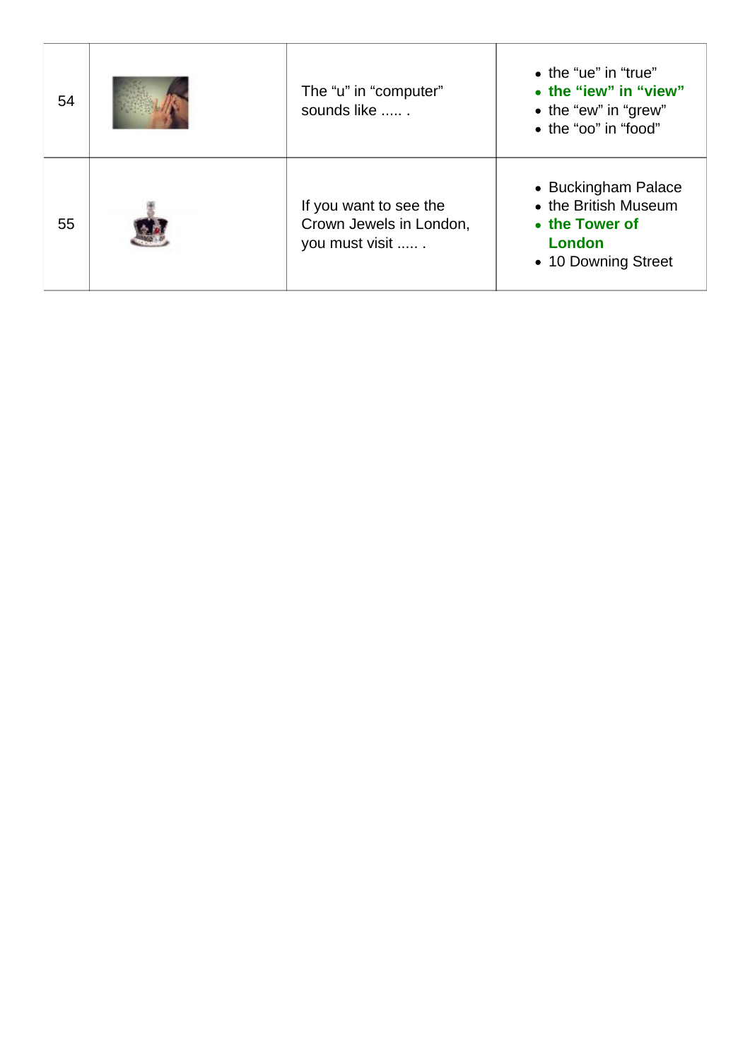| | | | |
|---|---|---|---|
| 54 | | The “u” in “computer” sounds like ..... . | • the “ue” in “true”<br>• **the “iew” in “view”**<br>• the “ew” in “grew”<br>• the “oo” in “food” |
| 55 | | If you want to see the Crown Jewels in London, you must visit ..... . | • Buckingham Palace<br>• the British Museum<br>• **the Tower of London**<br>• 10 Downing Street |